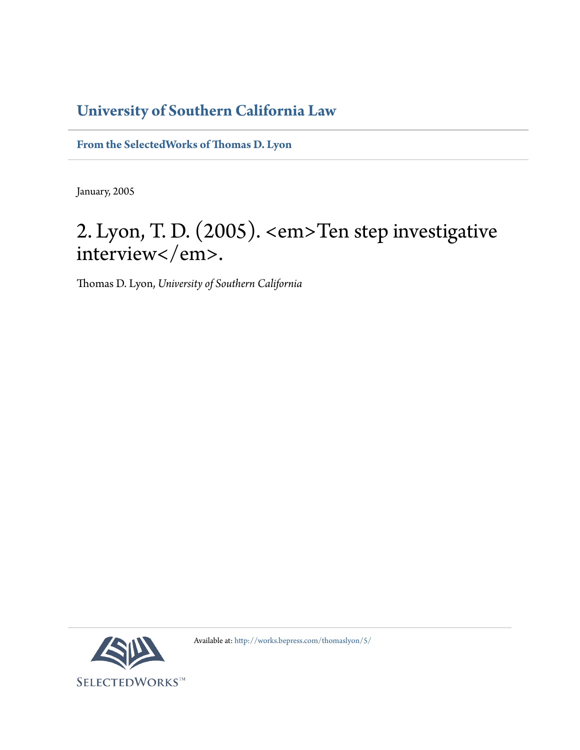# University of Southern California Law

**From the SelectedWorks of Thomas D. Lyon**

January, 2005

## 2. Lyon, T. D. (2005). <em>Ten step investigative interview</em>.

Thomas D. Lyon, *University of Southern California*

Available at: http://works.bepress.com/thomaslyon/5/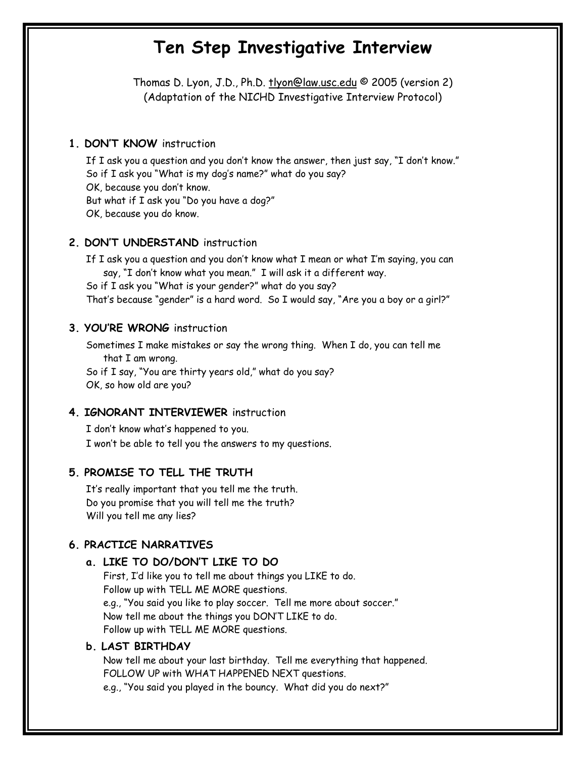// Ten Step Investigative Interview

Thomas D. Lyon, J.D., Ph.D. tlyon@law.usc.edu © 2005 (version 2)
(Adaptation of the NICHD Investigative Interview Protocol)

## 1. DON'T KNOW instruction

If I ask you a question and you don't know the answer, then just say, "I don't know."
So if I ask you "What is my dog's name?" what do you say?
OK, because you don't know.
But what if I ask you "Do you have a dog?"
OK, because you do know.

## 2. DON'T UNDERSTAND instruction

If I ask you a question and you don't know what I mean or what I'm saying, you can say, "I don't know what you mean." I will ask it a different way.
So if I ask you "What is your gender?" what do you say?
That's because "gender" is a hard word. So I would say, "Are you a boy or a girl?"

## 3. YOU'RE WRONG instruction

Sometimes I make mistakes or say the wrong thing. When I do, you can tell me that I am wrong.
So if I say, "You are thirty years old," what do you say?
OK, so how old are you?

## 4. IGNORANT INTERVIEWER instruction

I don't know what's happened to you.
I won't be able to tell you the answers to my questions.

## 5. PROMISE TO TELL THE TRUTH

It's really important that you tell me the truth.
Do you promise that you will tell me the truth?
Will you tell me any lies?

## 6. PRACTICE NARRATIVES

### a. LIKE TO DO/DON'T LIKE TO DO

First, I'd like you to tell me about things you LIKE to do.
Follow up with TELL ME MORE questions.
e.g., "You said you like to play soccer. Tell me more about soccer."
Now tell me about the things you DON'T LIKE to do.
Follow up with TELL ME MORE questions.

### b. LAST BIRTHDAY

Now tell me about your last birthday. Tell me everything that happened.
FOLLOW UP with WHAT HAPPENED NEXT questions.
e.g., "You said you played in the bouncy. What did you do next?"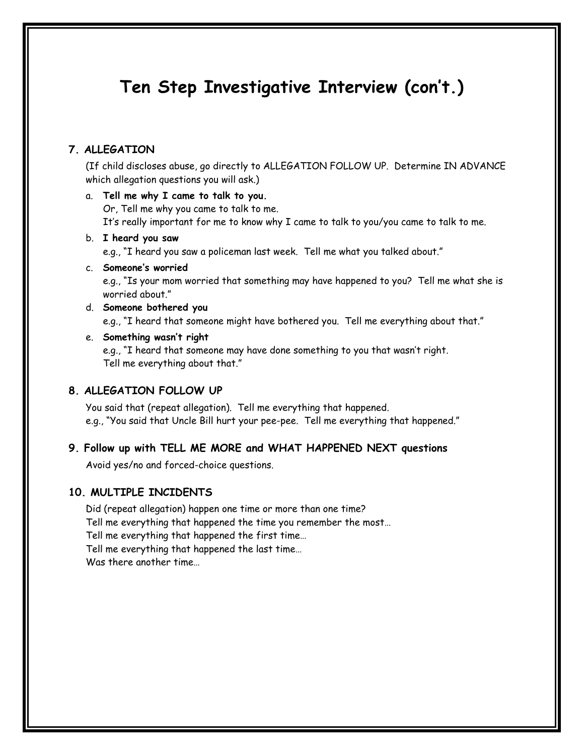# Ten Step Investigative Interview (con't.)

## 7. ALLEGATION

(If child discloses abuse, go directly to ALLEGATION FOLLOW UP. Determine IN ADVANCE which allegation questions you will ask.)

a. **Tell me why I came to talk to you.**
   Or, Tell me why you came to talk to me.
   It's really important for me to know why I came to talk to you/you came to talk to me.

b. **I heard you saw**
   e.g., "I heard you saw a policeman last week. Tell me what you talked about."

c. **Someone's worried**
   e.g., "Is your mom worried that something may have happened to you? Tell me what she is worried about."

d. **Someone bothered you**
   e.g., "I heard that someone might have bothered you. Tell me everything about that."

e. **Something wasn't right**
   e.g., "I heard that someone may have done something to you that wasn't right. Tell me everything about that."

## 8. ALLEGATION FOLLOW UP

You said that (repeat allegation). Tell me everything that happened.
e.g., "You said that Uncle Bill hurt your pee-pee. Tell me everything that happened."

## 9. Follow up with TELL ME MORE and WHAT HAPPENED NEXT questions

Avoid yes/no and forced-choice questions.

## 10. MULTIPLE INCIDENTS

Did (repeat allegation) happen one time or more than one time?
Tell me everything that happened the time you remember the most…
Tell me everything that happened the first time…
Tell me everything that happened the last time…
Was there another time…